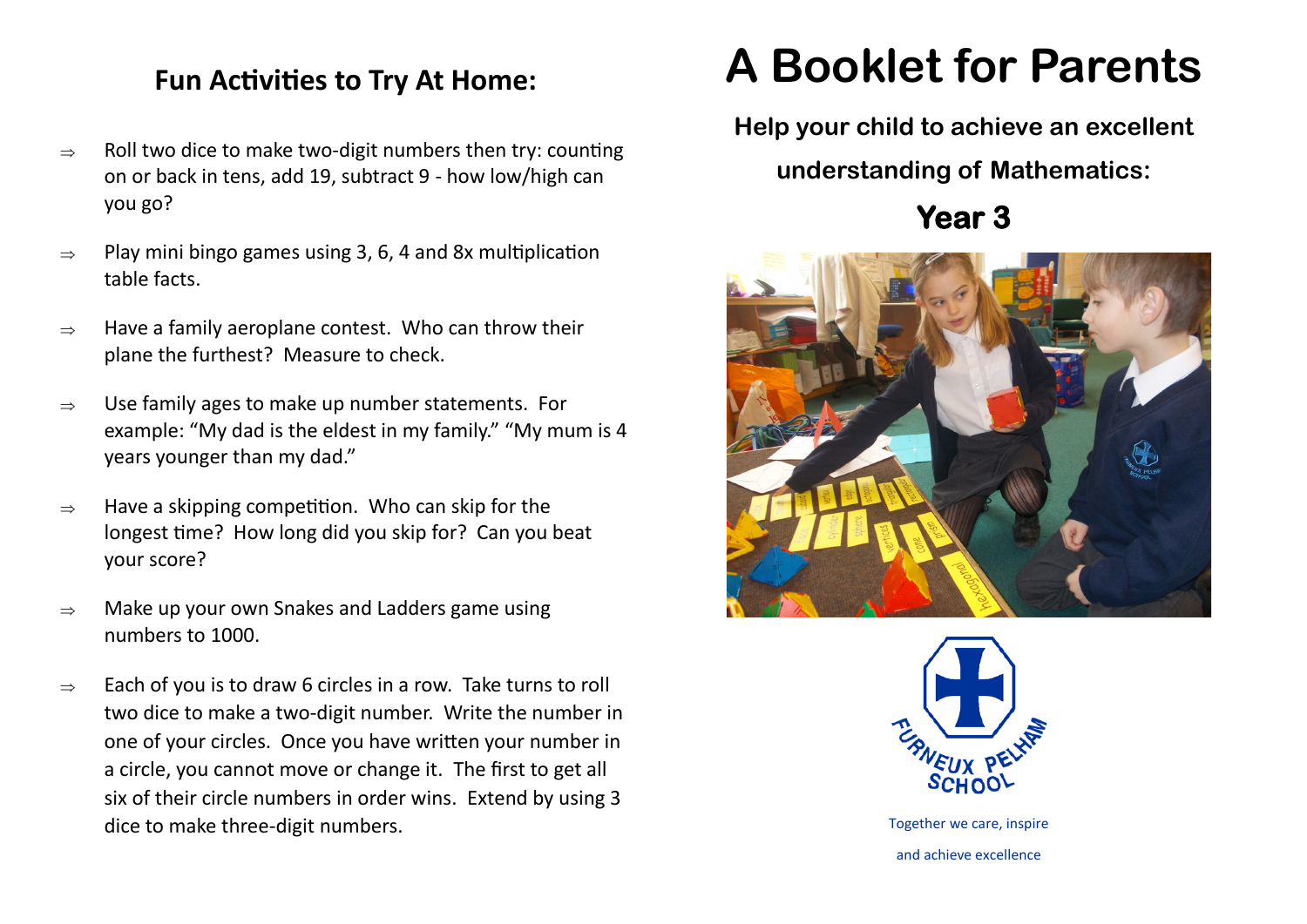## Fun Activities to Try At Home:

- Roll two dice to make two-digit numbers then try: counting on or back in tens, add 19, subtract 9 - how low/high can you go?
- Play mini bingo games using 3, 6, 4 and 8x multiplication table facts.
- Have a family aeroplane contest. Who can throw their plane the furthest? Measure to check.
- Use family ages to make up number statements. For example: "My dad is the eldest in my family." "My mum is 4 years younger than my dad."
- Have a skipping competition. Who can skip for the longest time? How long did you skip for? Can you beat your score?
- Make up your own Snakes and Ladders game using numbers to 1000.
- Each of you is to draw 6 circles in a row. Take turns to roll two dice to make a two-digit number. Write the number in one of your circles. Once you have written your number in a circle, you cannot move or change it. The first to get all six of their circle numbers in order wins. Extend by using 3 dice to make three-digit numbers.

# A Booklet for Parents

**Help your child to achieve an excellent understanding of Mathematics:**

## Year 3

FURNEUX PELHAM SCHOOL

Together we care, inspire and achieve excellence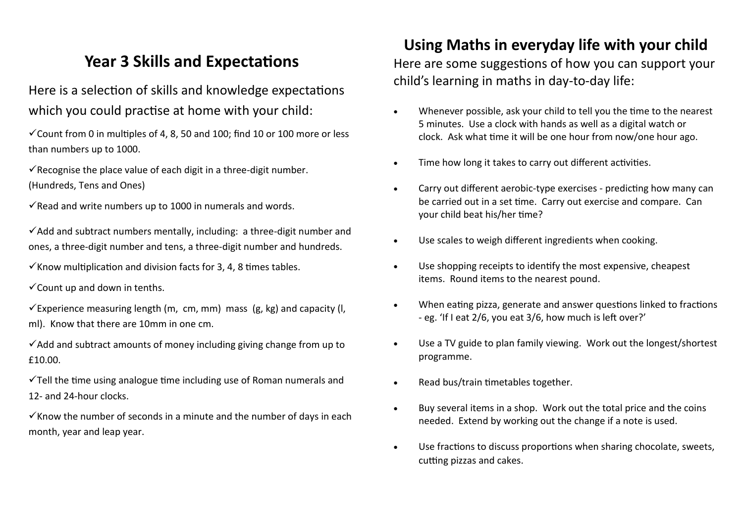## Year 3 Skills and Expectations

Here is a selection of skills and knowledge expectations which you could practise at home with your child:

✓Count from 0 in multiples of 4, 8, 50 and 100; find 10 or 100 more or less than numbers up to 1000.

✓Recognise the place value of each digit in a three-digit number. (Hundreds, Tens and Ones)

✓Read and write numbers up to 1000 in numerals and words.

✓Add and subtract numbers mentally, including: a three-digit number and ones, a three-digit number and tens, a three-digit number and hundreds.

✓Know multiplication and division facts for 3, 4, 8 times tables.

✓Count up and down in tenths.

✓Experience measuring length (m, cm, mm) mass (g, kg) and capacity (l, ml). Know that there are 10mm in one cm.

✓Add and subtract amounts of money including giving change from up to £10.00.

✓Tell the time using analogue time including use of Roman numerals and 12- and 24-hour clocks.

✓Know the number of seconds in a minute and the number of days in each month, year and leap year.

## Using Maths in everyday life with your child

Here are some suggestions of how you can support your child's learning in maths in day-to-day life:

- Whenever possible, ask your child to tell you the time to the nearest 5 minutes. Use a clock with hands as well as a digital watch or clock. Ask what time it will be one hour from now/one hour ago.
- Time how long it takes to carry out different activities.
- Carry out different aerobic-type exercises - predicting how many can be carried out in a set time. Carry out exercise and compare. Can your child beat his/her time?
- Use scales to weigh different ingredients when cooking.
- Use shopping receipts to identify the most expensive, cheapest items. Round items to the nearest pound.
- When eating pizza, generate and answer questions linked to fractions - eg. 'If I eat 2/6, you eat 3/6, how much is left over?'
- Use a TV guide to plan family viewing. Work out the longest/shortest programme.
- Read bus/train timetables together.
- Buy several items in a shop. Work out the total price and the coins needed. Extend by working out the change if a note is used.
- Use fractions to discuss proportions when sharing chocolate, sweets, cutting pizzas and cakes.